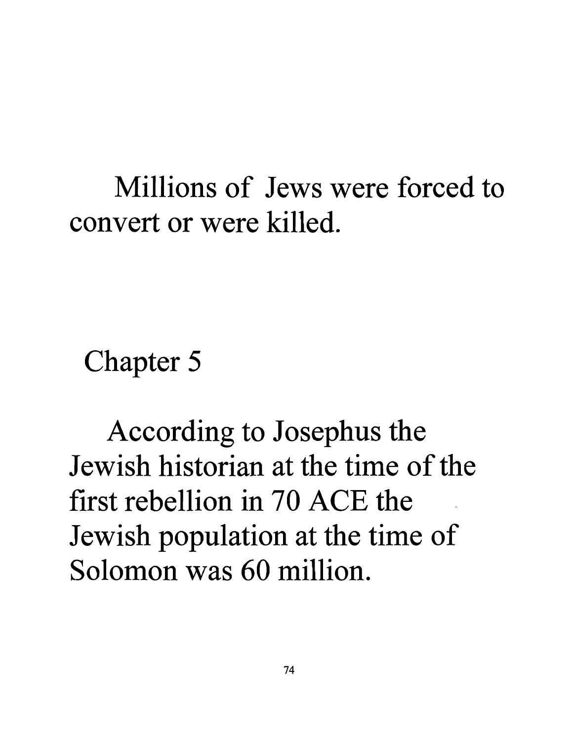Millions of Jews were forced to convert or were killed.

## Chapter 5

According to Josephus the Jewish historian at the time of the first rebellion in 70 ACE the Jewish population at the time of Solomon was 60 million.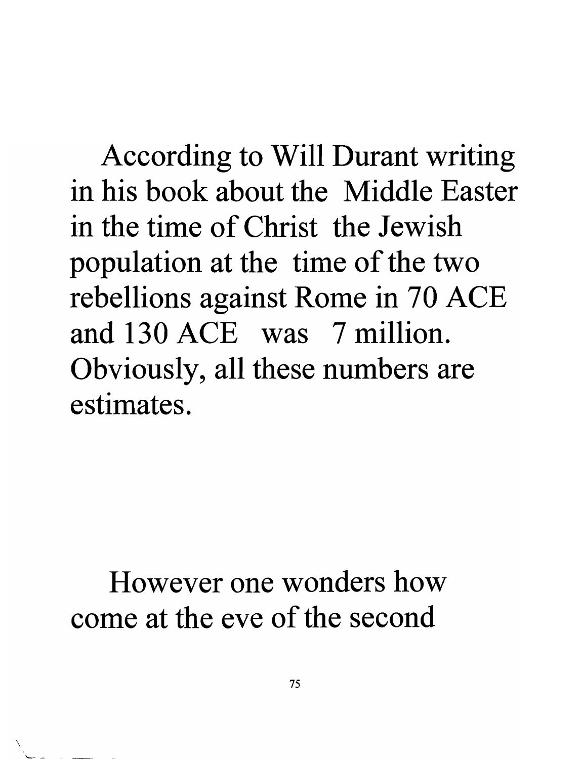According to Will Durant writing in his book about the Middle Easter in the time of Christ the Jewish population at the time of the two rebellions against Rome in 70 ACE and 130 ACE was 7 million. Obviously, all these numbers are estimates.

However one wonders how come at the eve of the second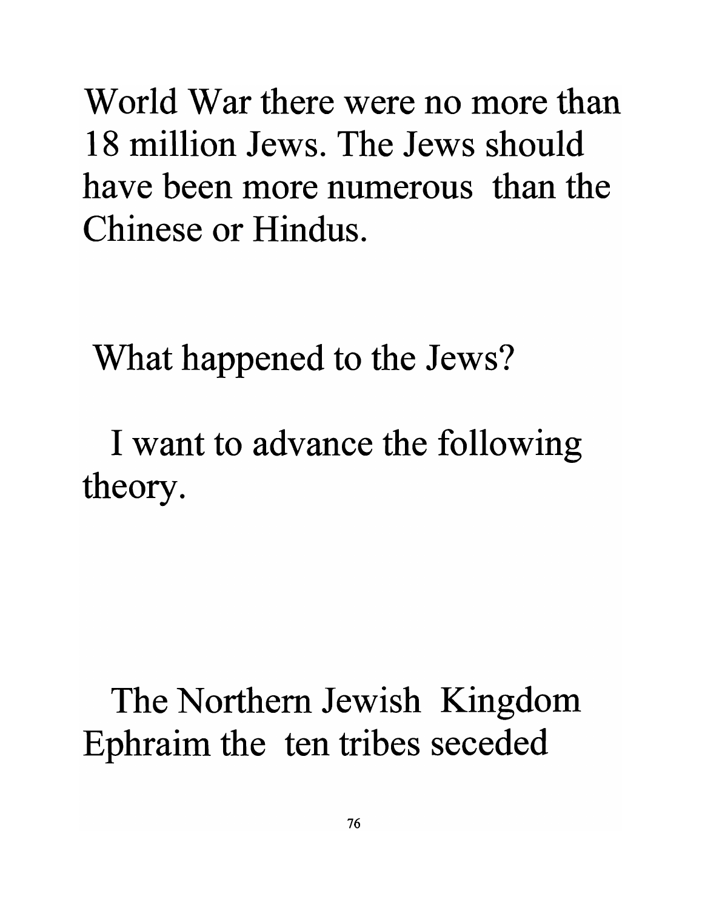World War there were no more than 18 million Jews. The Jews should have been more numerous than the Chinese or Hindus.

What happened to the Jews?

I want to advance the following theory.

The Northern Jewish Kingdom Ephraim the ten tribes seceded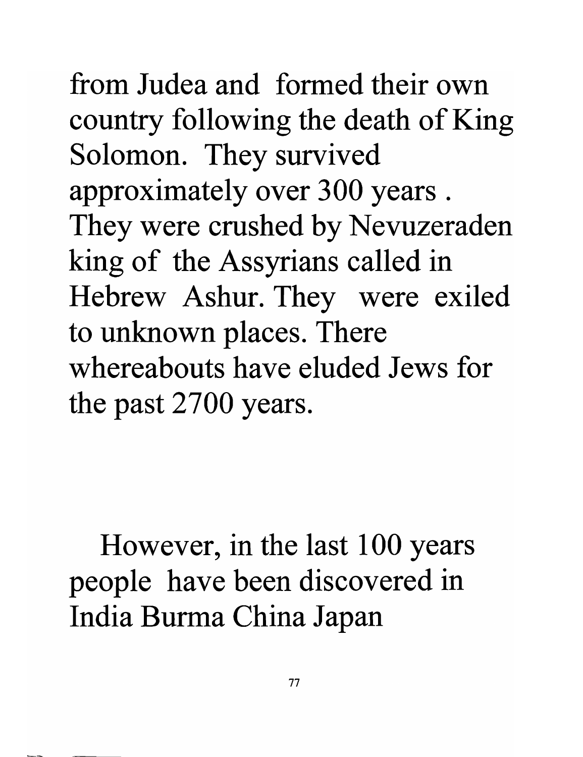from Judea and formed their own country following the death of King Solomon. They survived approximately over 300 years . They were crushed by Nevuzeraden king of the Assyrians called in Hebrew Ashur. They were exiled to unknown places. There whereabouts have eluded Jews for the past 2700 years.

However, in the last 100 years people have been discovered in India Burma China Japan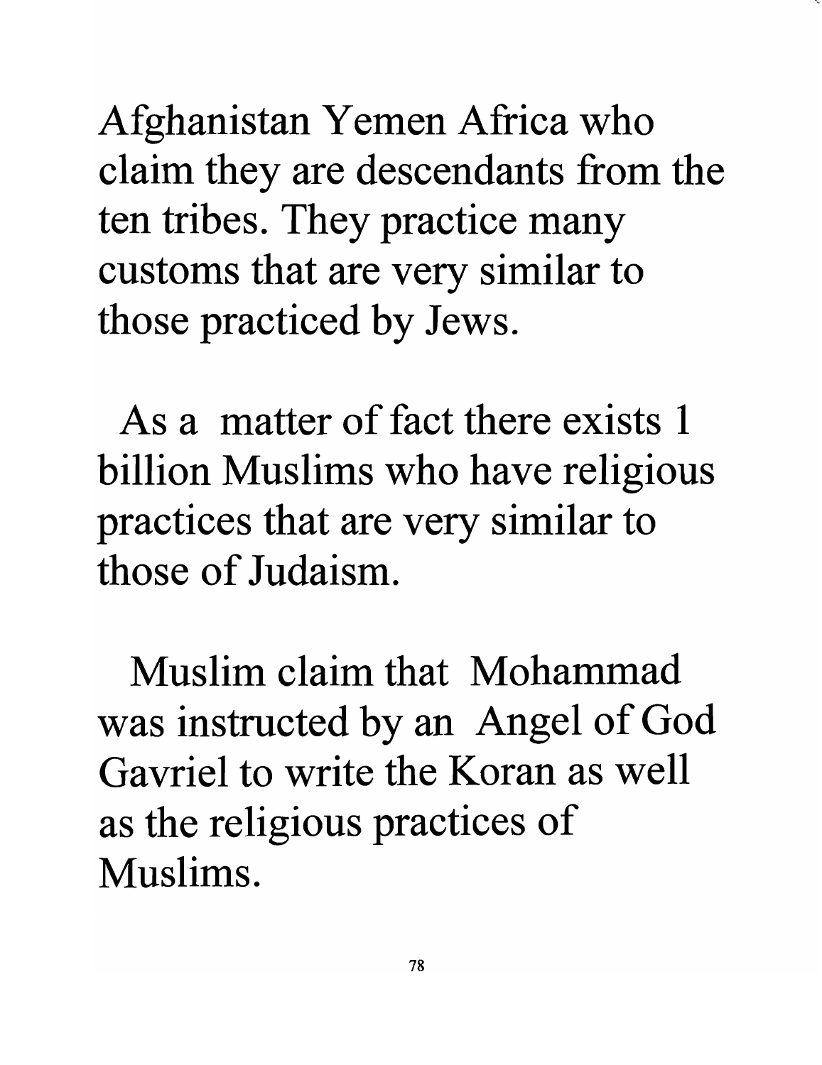Afghanistan Yemen Africa who claim they are descendants from the ten tribes. They practice many customs that are very similar to those practiced by Jews.

As a matter of fact there exists 1 billion Muslims who have religious practices that are very similar to those of Judaism.

Muslim claim that Mohammad was instructed by an Angel of God Gavriel to write the Koran as well as the religious practices of Muslims.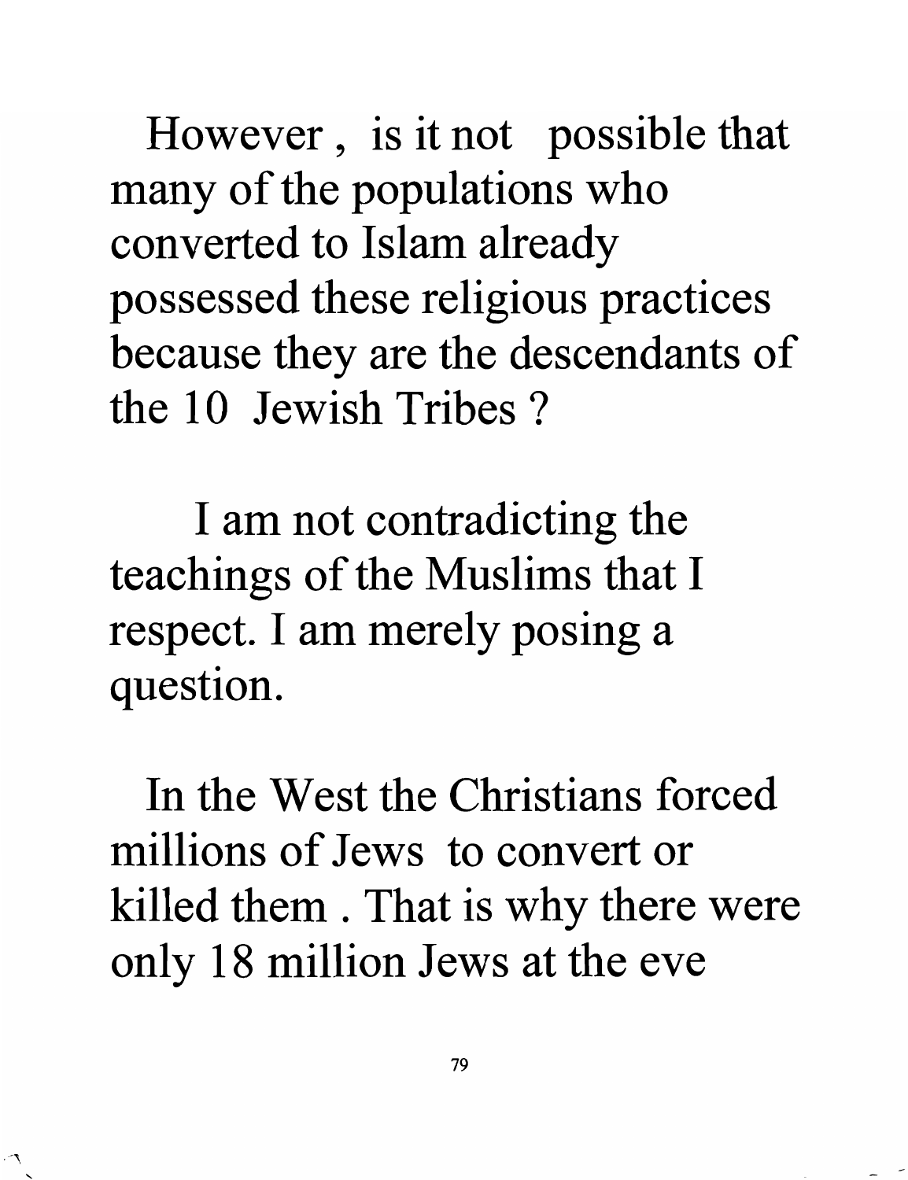However , is it not possible that many of the populations who converted to Islam already possessed these religious practices because they are the descendants of the 10 Jewish Tribes ?

I am not contradicting the teachings of the Muslims that I respect. I am merely posing a question.

In the West the Christians forced millions of Jews to convert or killed them . That is why there were only 18 million Jews at the eve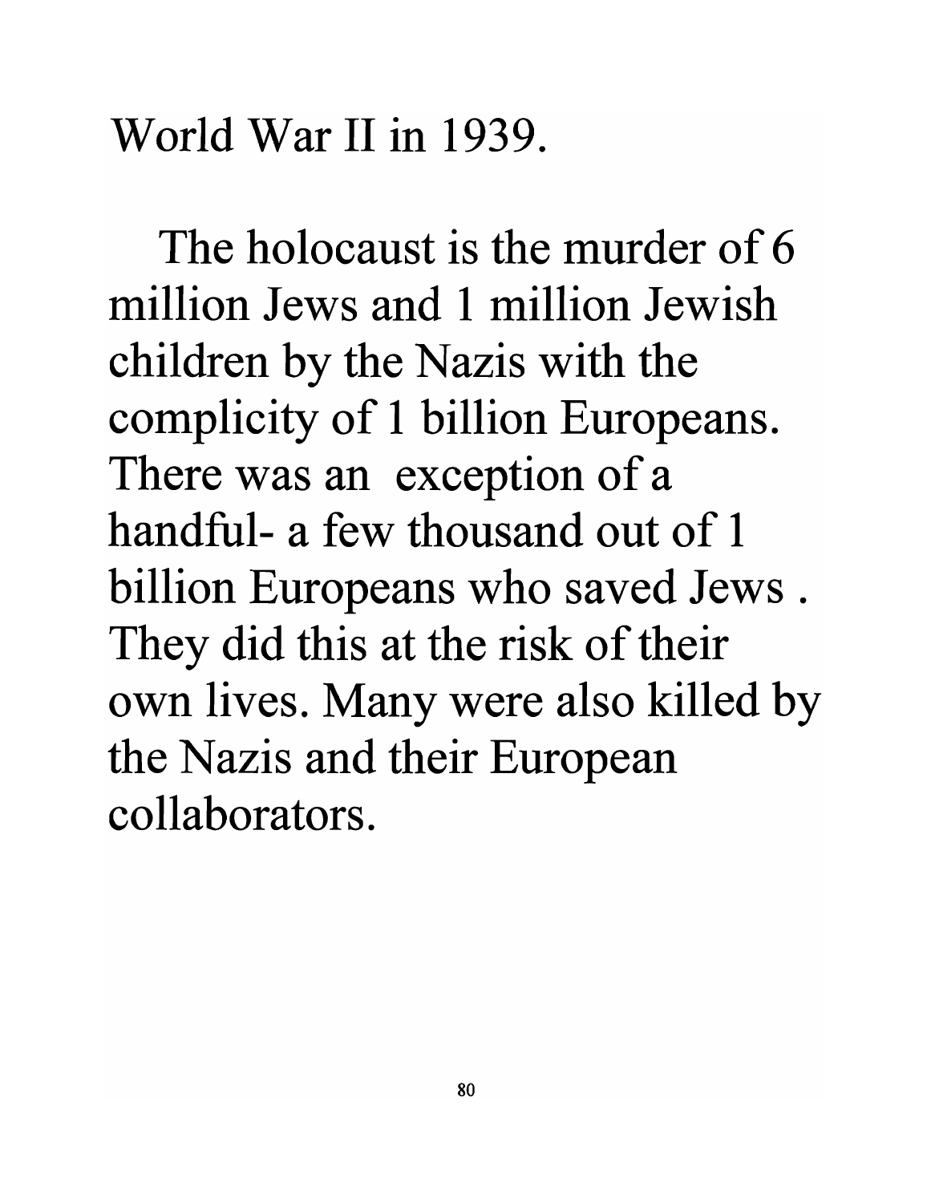World War II in 1939.

The holocaust is the murder of 6 million Jews and 1 million Jewish children by the Nazis with the complicity of 1 billion Europeans. There was an exception of a handful- a few thousand out of 1 billion Europeans who saved Jews . They did this at the risk of their own lives. Many were also killed by the Nazis and their European collaborators.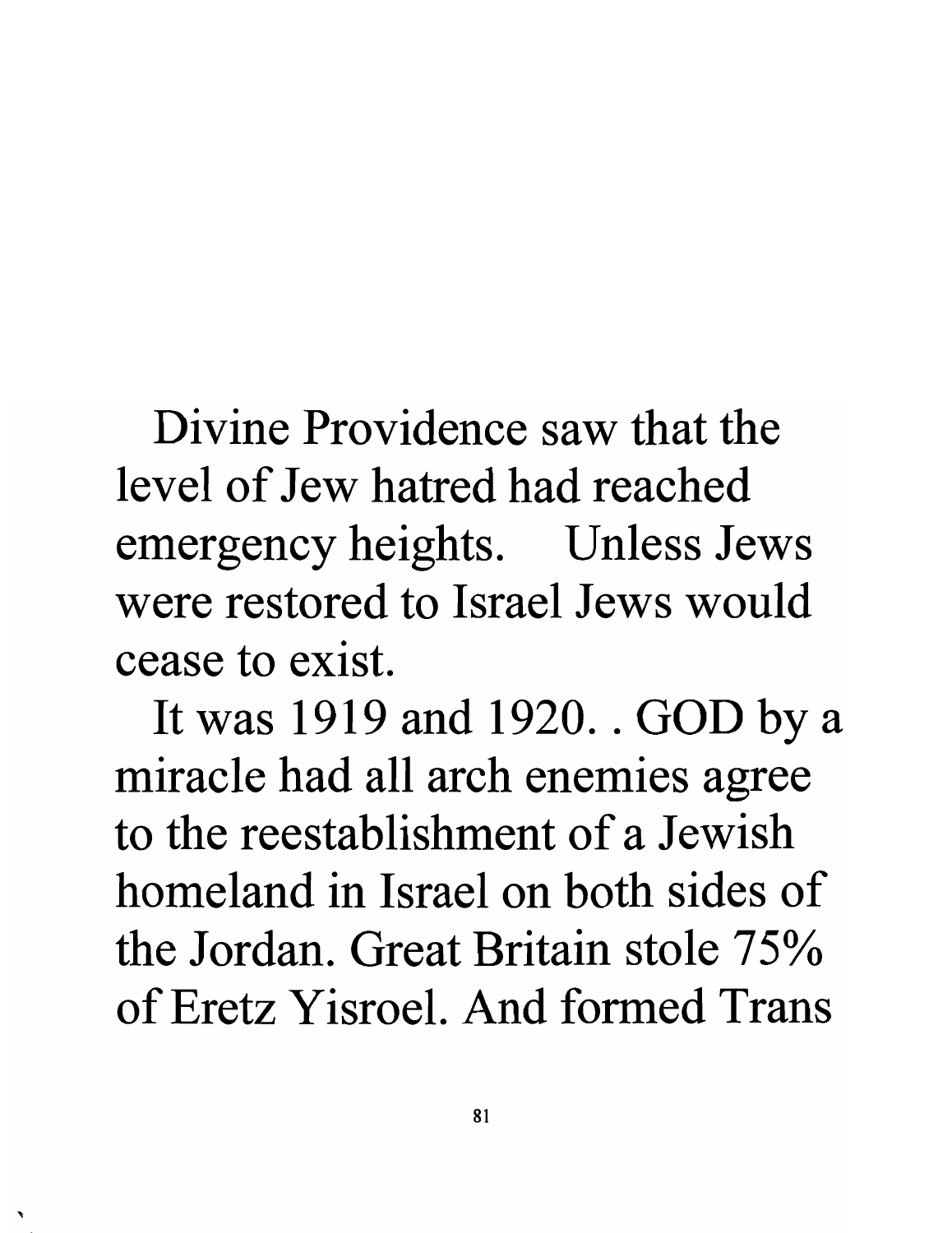Divine Providence saw that the level of Jew hatred had reached emergency heights. Unless Jews were restored to Israel Jews would cease to exist.

It was 1919 and 1920. . GOD by a miracle had all arch enemies agree to the reestablishment of a Jewish homeland in Israel on both sides of the Jordan. Great Britain stole 75% of Eretz Yisroel. And formed Trans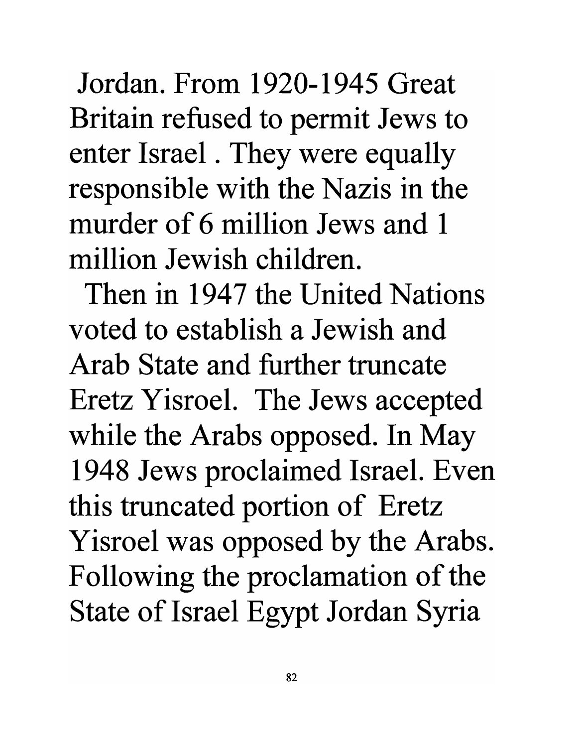Jordan. From 1920-1945 Great Britain refused to permit Jews to enter Israel . They were equally responsible with the Nazis in the murder of 6 million Jews and 1 million Jewish children.

Then in 1947 the United Nations voted to establish a Jewish and Arab State and further truncate Eretz Yisroel. The Jews accepted while the Arabs opposed. In May 1948 Jews proclaimed Israel. Even this truncated portion of Eretz Yisroel was opposed by the Arabs. Following the proclamation of the State of Israel Egypt Jordan Syria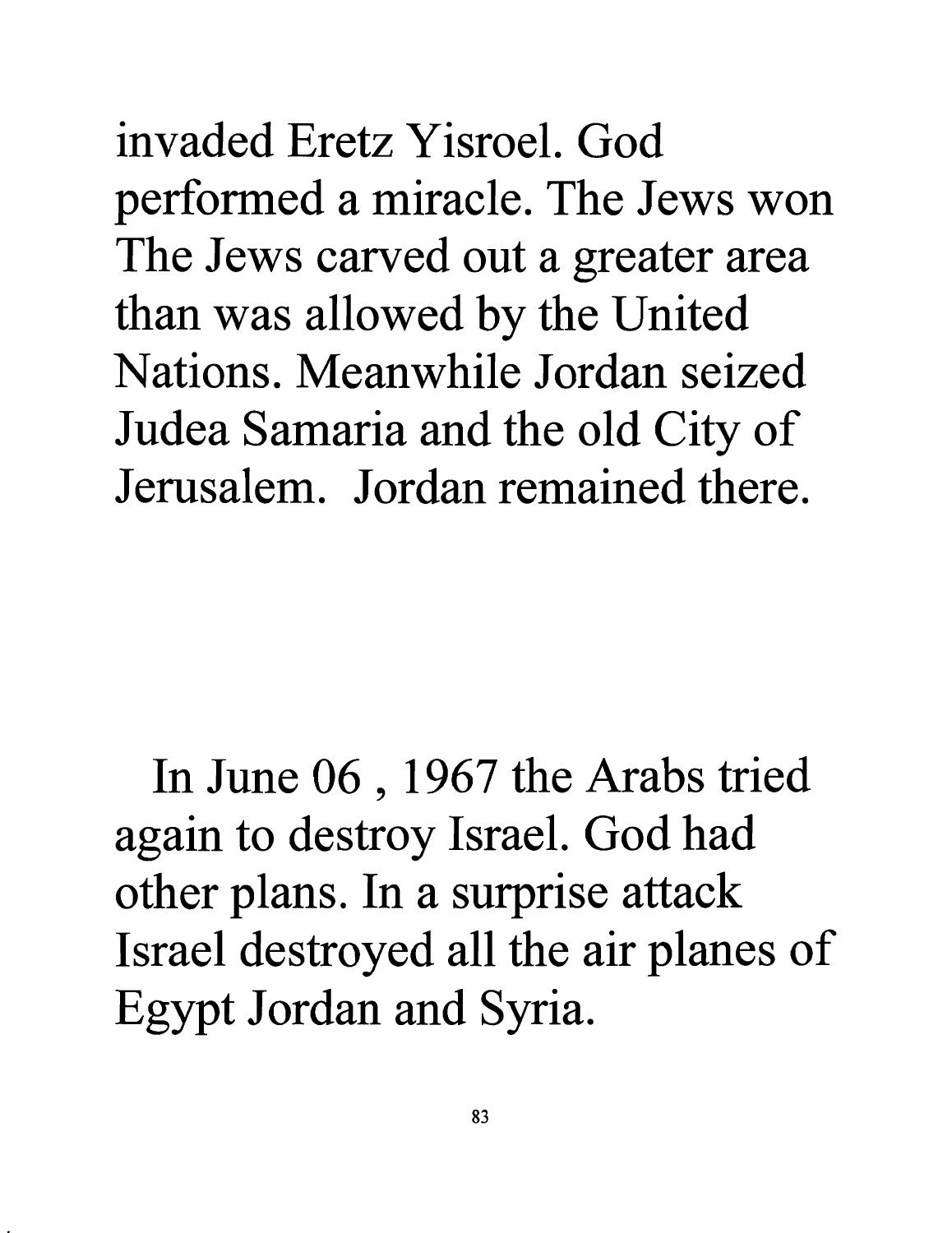invaded Eretz Yisroel. God performed a miracle. The Jews won The Jews carved out a greater area than was allowed by the United Nations. Meanwhile Jordan seized Judea Samaria and the old City of Jerusalem. Jordan remained there.

In June 06 , 1967 the Arabs tried again to destroy Israel. God had other plans. In a surprise attack Israel destroyed all the air planes of Egypt Jordan and Syria.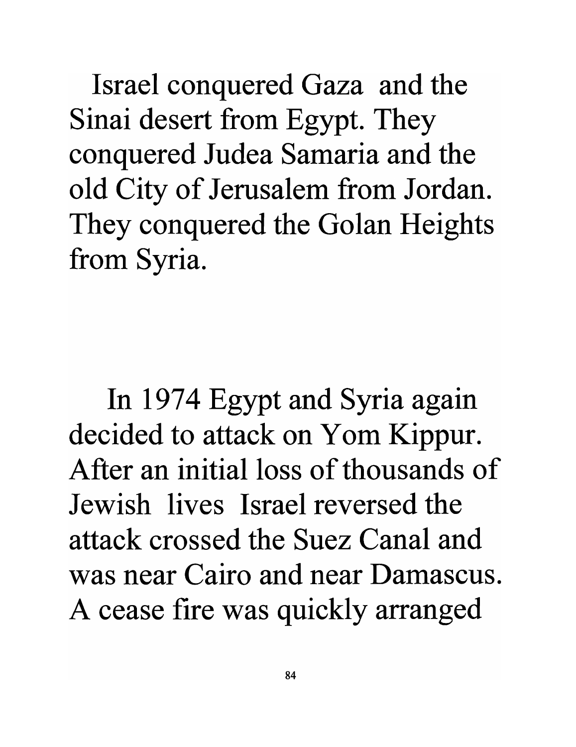Israel conquered Gaza and the Sinai desert from Egypt. They conquered Judea Samaria and the old City of Jerusalem from Jordan. They conquered the Golan Heights from Syria.

In 1974 Egypt and Syria again decided to attack on Yom Kippur. After an initial loss of thousands of Jewish lives Israel reversed the attack crossed the Suez Canal and was near Cairo and near Damascus. A cease fire was quickly arranged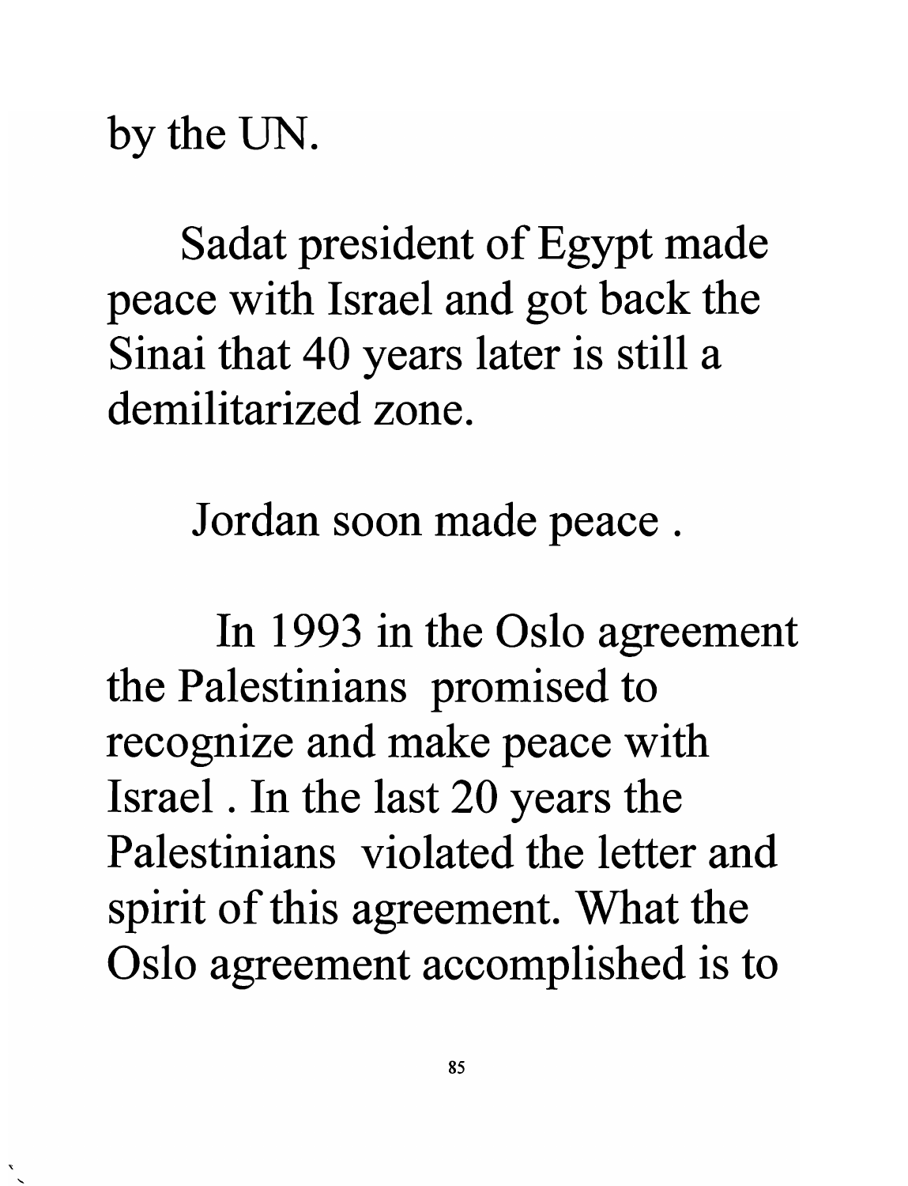by the UN.

Sadat president of Egypt made peace with Israel and got back the Sinai that 40 years later is still a demilitarized zone.

Jordan soon made peace .

In 1993 in the Oslo agreement the Palestinians promised to recognize and make peace with Israel . In the last 20 years the Palestinians violated the letter and spirit of this agreement. What the Oslo agreement accomplished is to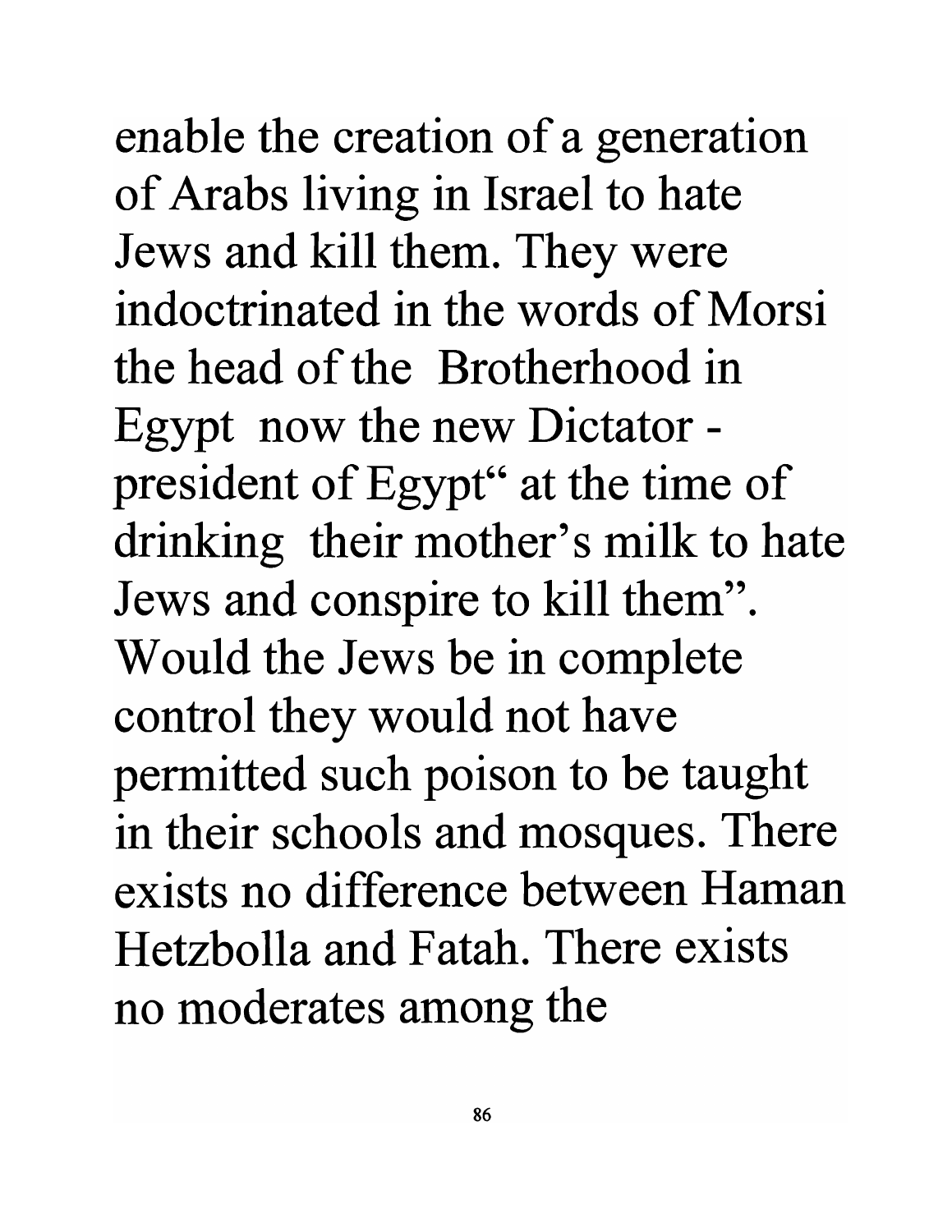enable the creation of a generation of Arabs living in Israel to hate Jews and kill them. They were indoctrinated in the words of Morsi the head of the Brotherhood in Egypt now the new Dictator - president of Egypt" at the time of drinking their mother's milk to hate Jews and conspire to kill them". Would the Jews be in complete control they would not have permitted such poison to be taught in their schools and mosques. There exists no difference between Haman Hetzbolla and Fatah. There exists no moderates among the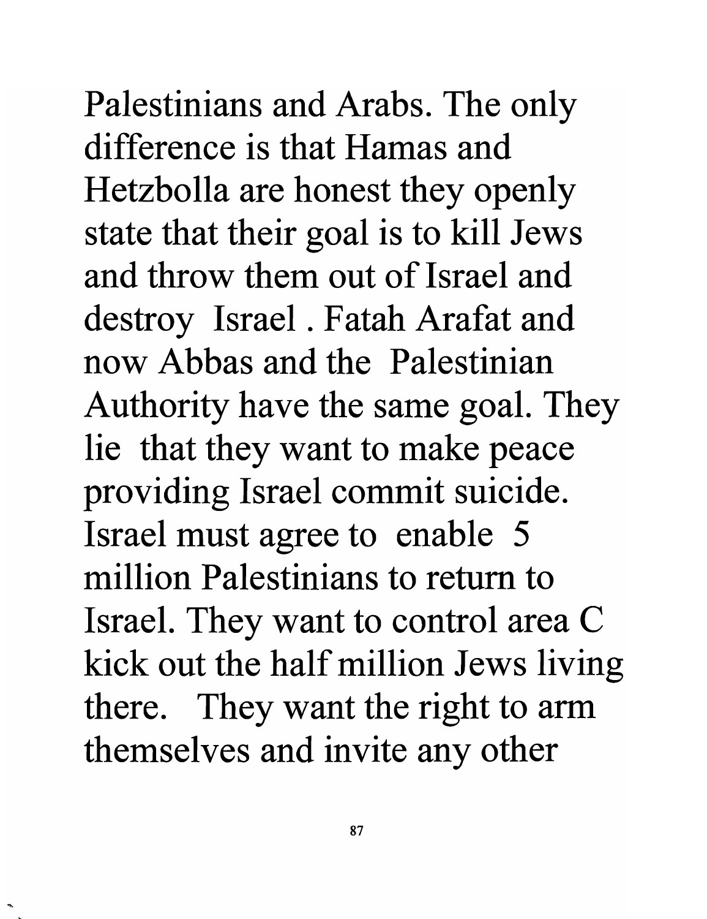Palestinians and Arabs. The only difference is that Hamas and Hetzbolla are honest they openly state that their goal is to kill Jews and throw them out of Israel and destroy Israel . Fatah Arafat and now Abbas and the Palestinian Authority have the same goal. They lie that they want to make peace providing Israel commit suicide. Israel must agree to enable 5 million Palestinians to return to Israel. They want to control area C kick out the half million Jews living there. They want the right to arm themselves and invite any other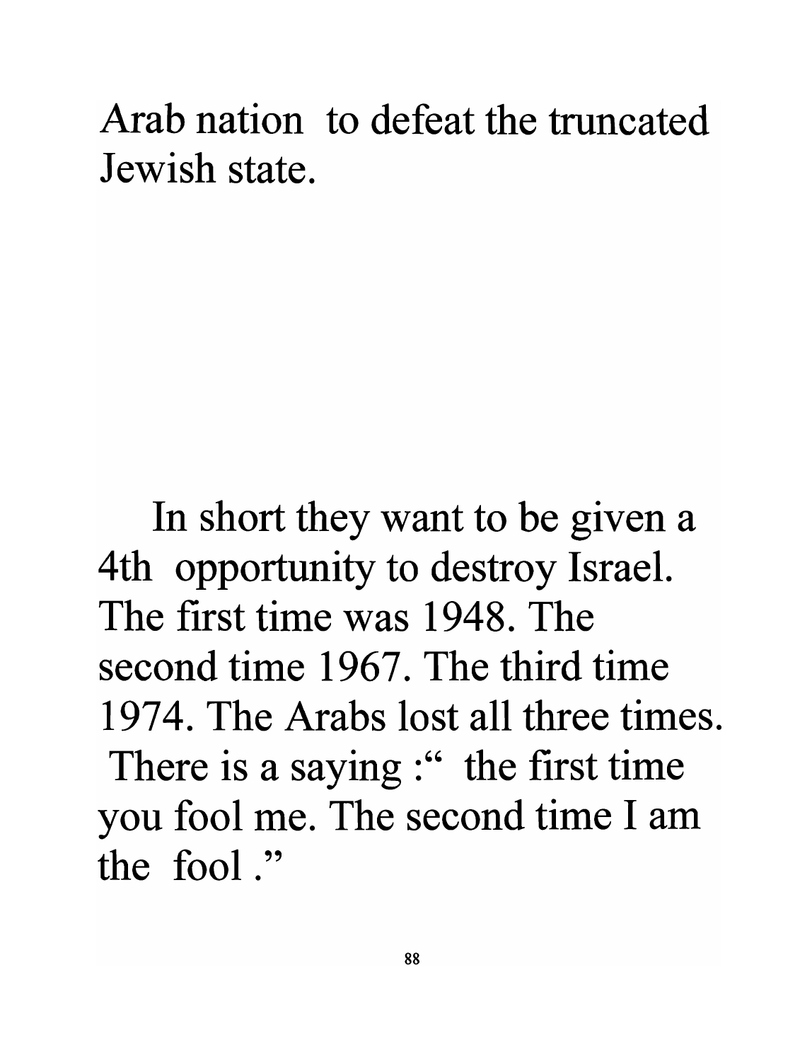Arab nation to defeat the truncated Jewish state.

In short they want to be given a 4th opportunity to destroy Israel. The first time was 1948. The second time 1967. The third time 1974. The Arabs lost all three times. There is a saying :" the first time you fool me. The second time I am the fool ."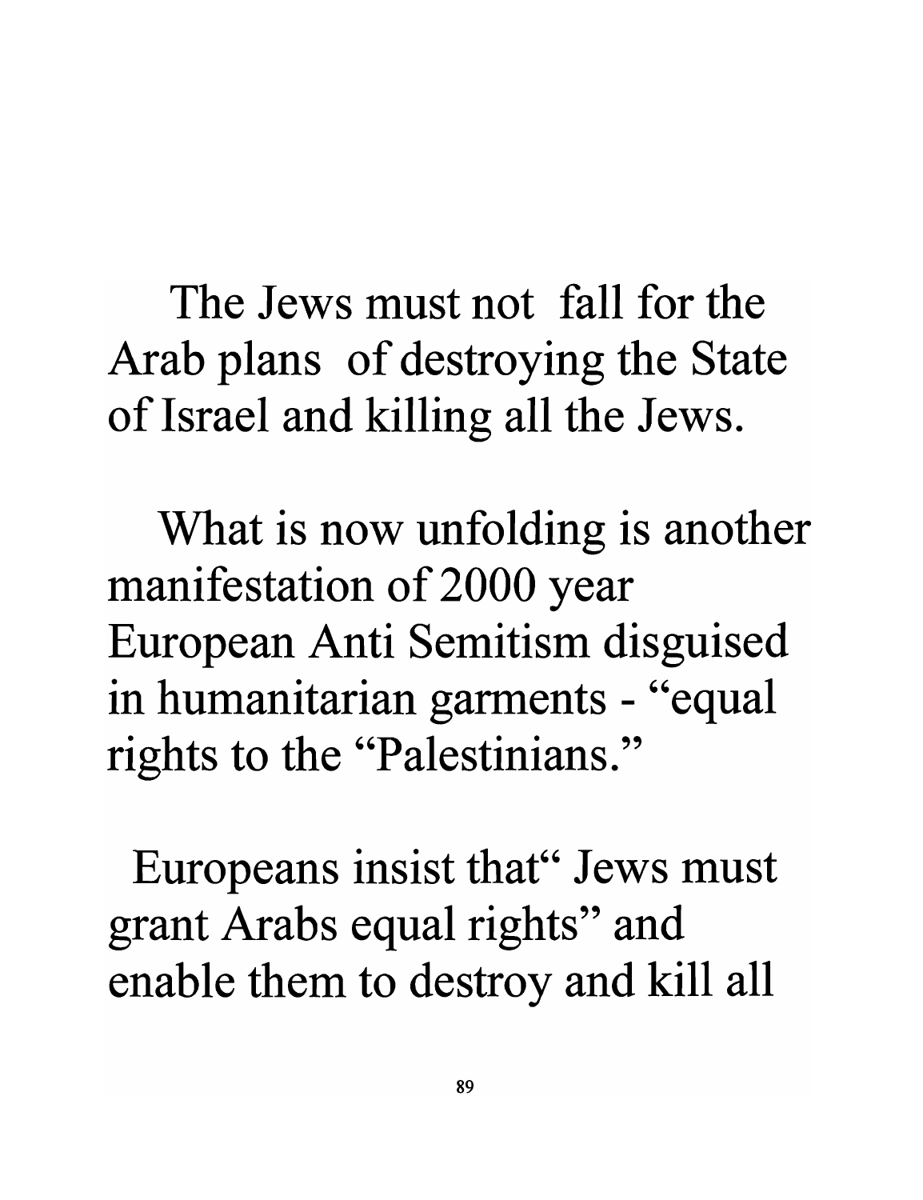The Jews must not fall for the Arab plans of destroying the State of Israel and killing all the Jews.

What is now unfolding is another manifestation of 2000 year European Anti Semitism disguised in humanitarian garments - "equal rights to the "Palestinians."

Europeans insist that" Jews must grant Arabs equal rights" and enable them to destroy and kill all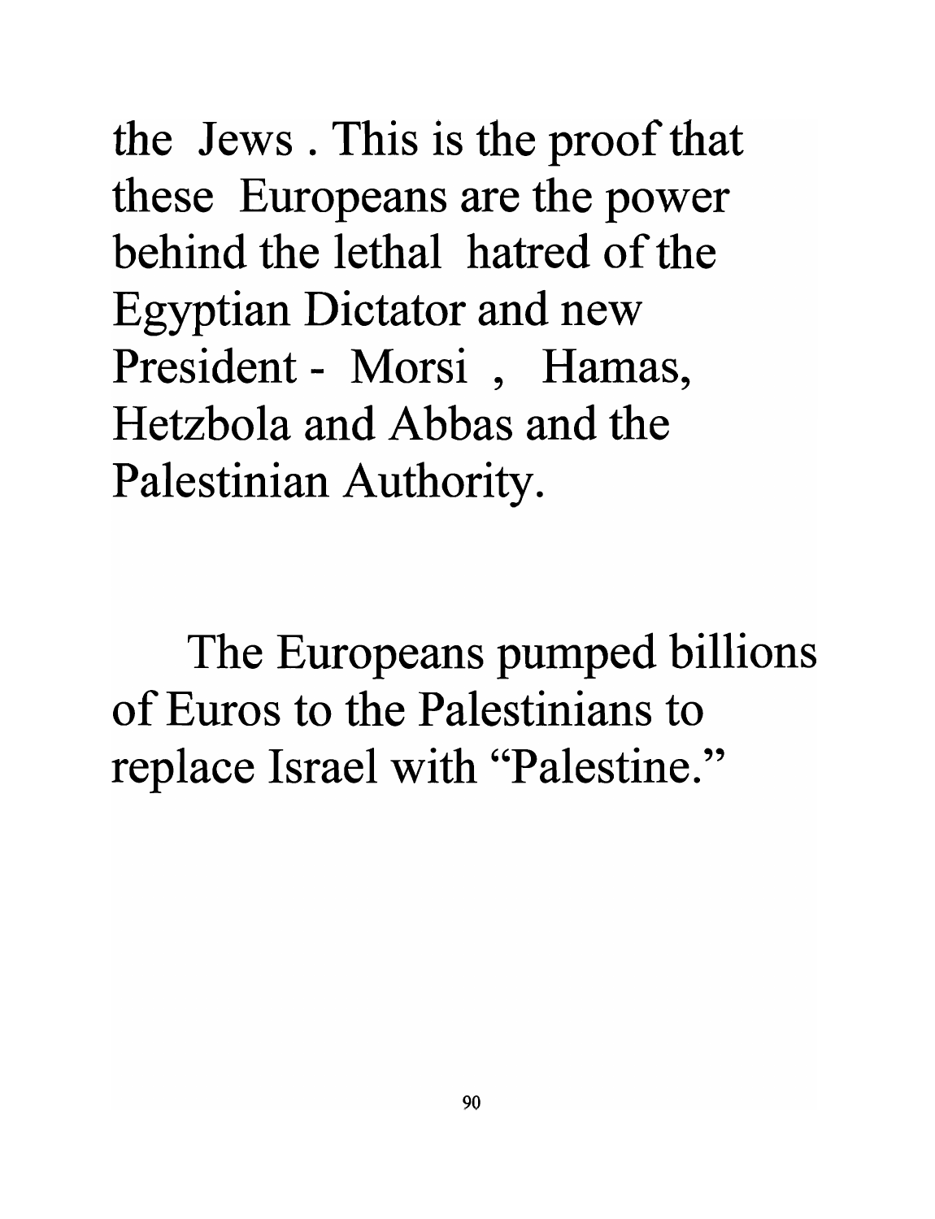the Jews . This is the proof that these Europeans are the power behind the lethal hatred of the Egyptian Dictator and new President - Morsi , Hamas, Hetzbola and Abbas and the Palestinian Authority.

The Europeans pumped billions of Euros to the Palestinians to replace Israel with "Palestine."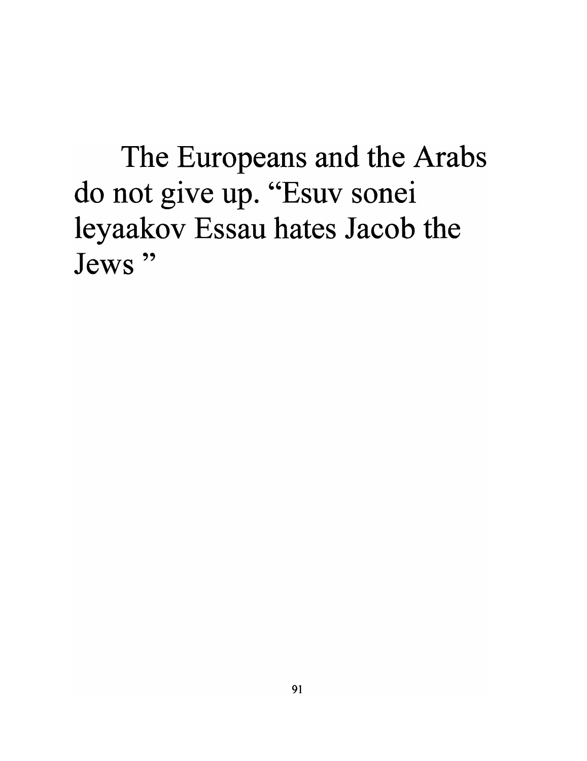The Europeans and the Arabs do not give up. “Esuv sonei leyaakov Essau hates Jacob the Jews ”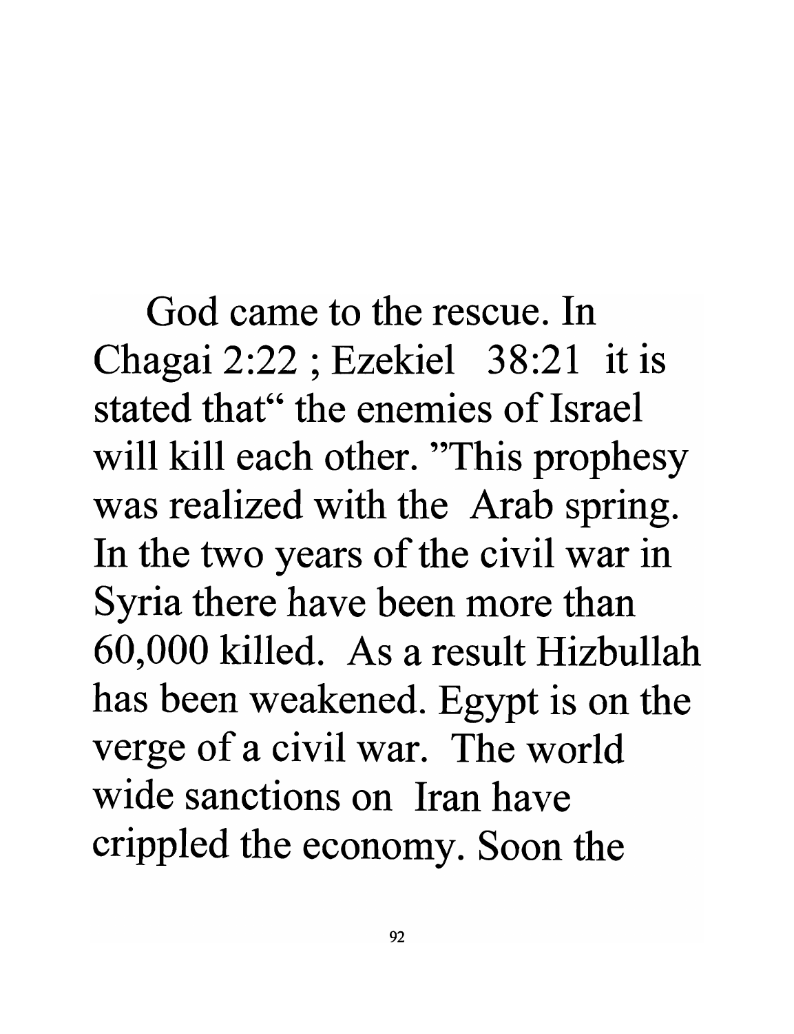God came to the rescue. In Chagai 2:22 ; Ezekiel 38:21 it is stated that" the enemies of Israel will kill each other. "This prophesy was realized with the Arab spring. In the two years of the civil war in Syria there have been more than 60,000 killed. As a result Hizbullah has been weakened. Egypt is on the verge of a civil war. The world wide sanctions on Iran have crippled the economy. Soon the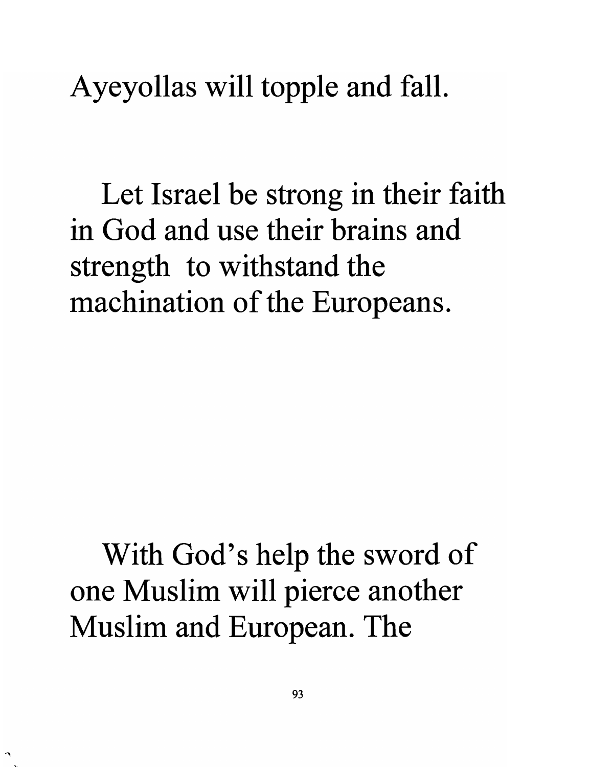Ayeyollas will topple and fall.

Let Israel be strong in their faith in God and use their brains and strength to withstand the machination of the Europeans.

With God's help the sword of one Muslim will pierce another Muslim and European. The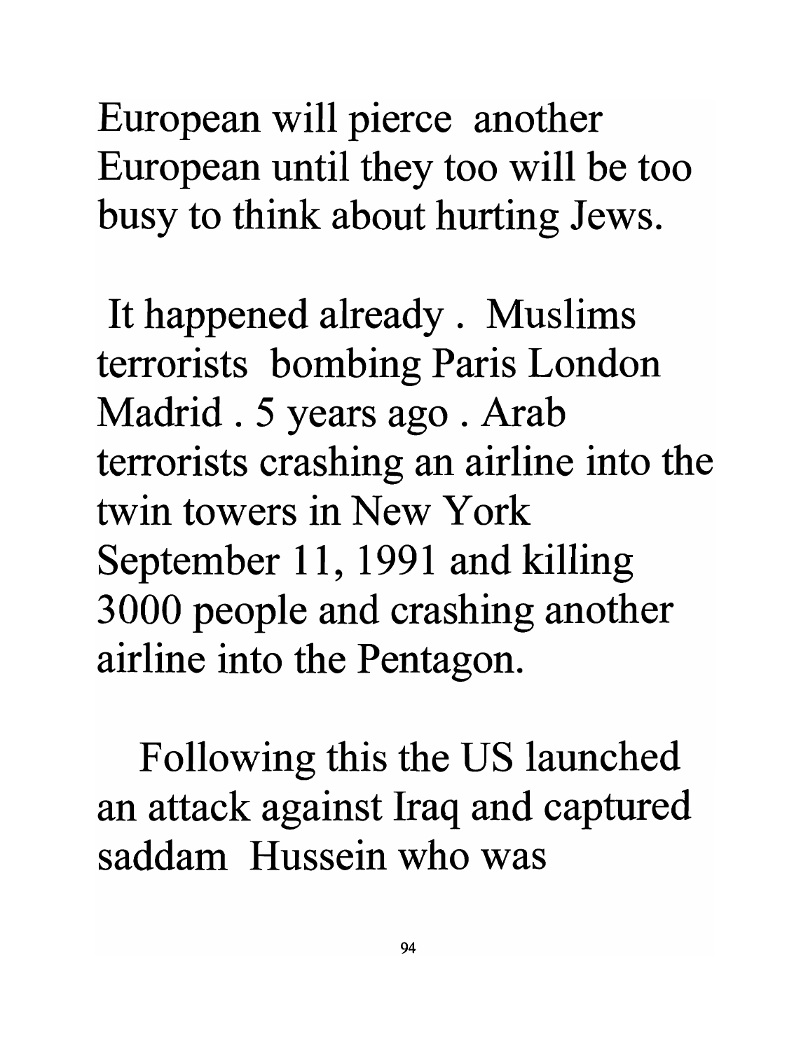European will pierce another European until they too will be too busy to think about hurting Jews.

It happened already . Muslims terrorists bombing Paris London Madrid . 5 years ago . Arab terrorists crashing an airline into the twin towers in New York September 11, 1991 and killing 3000 people and crashing another airline into the Pentagon.

Following this the US launched an attack against Iraq and captured saddam Hussein who was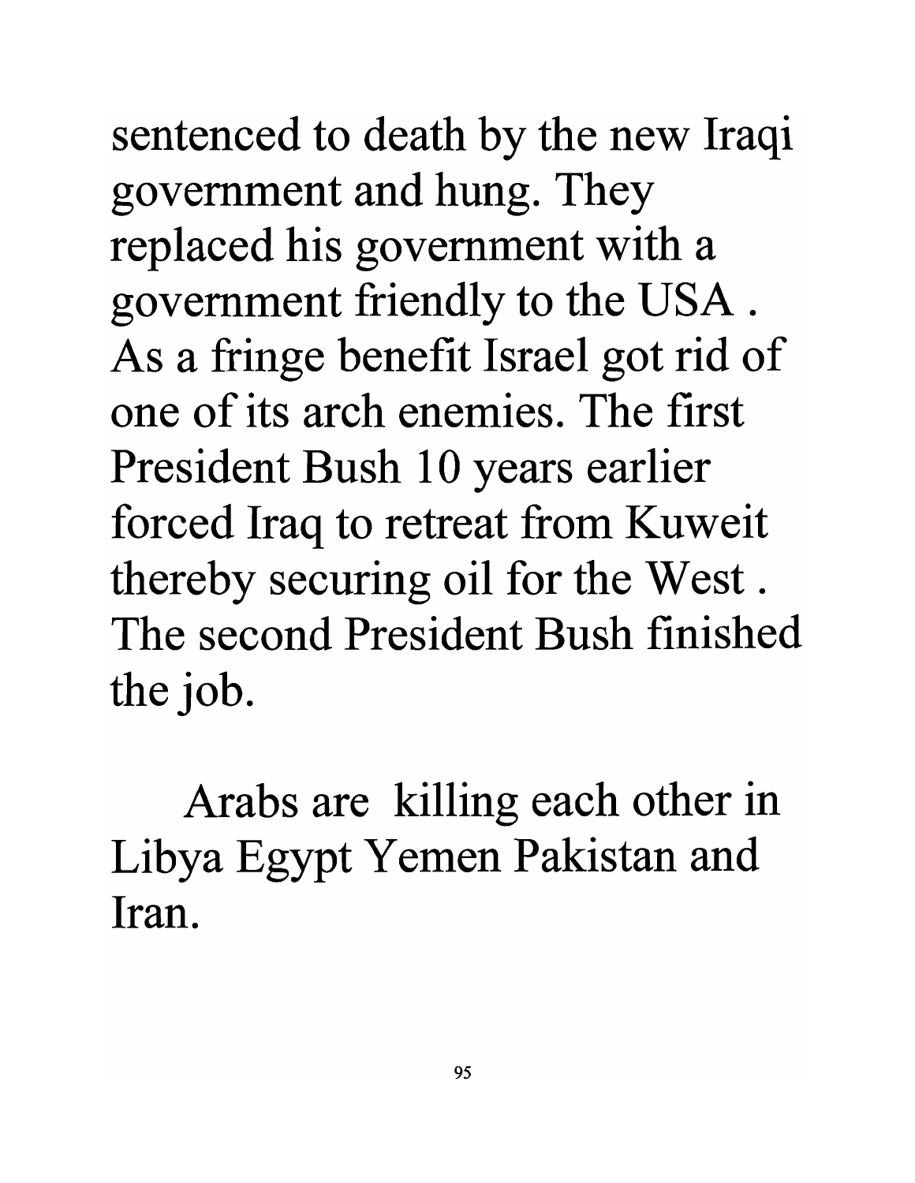sentenced to death by the new Iraqi government and hung. They replaced his government with a government friendly to the USA . As a fringe benefit Israel got rid of one of its arch enemies. The first President Bush 10 years earlier forced Iraq to retreat from Kuweit thereby securing oil for the West . The second President Bush finished the job.

Arabs are killing each other in Libya Egypt Yemen Pakistan and Iran.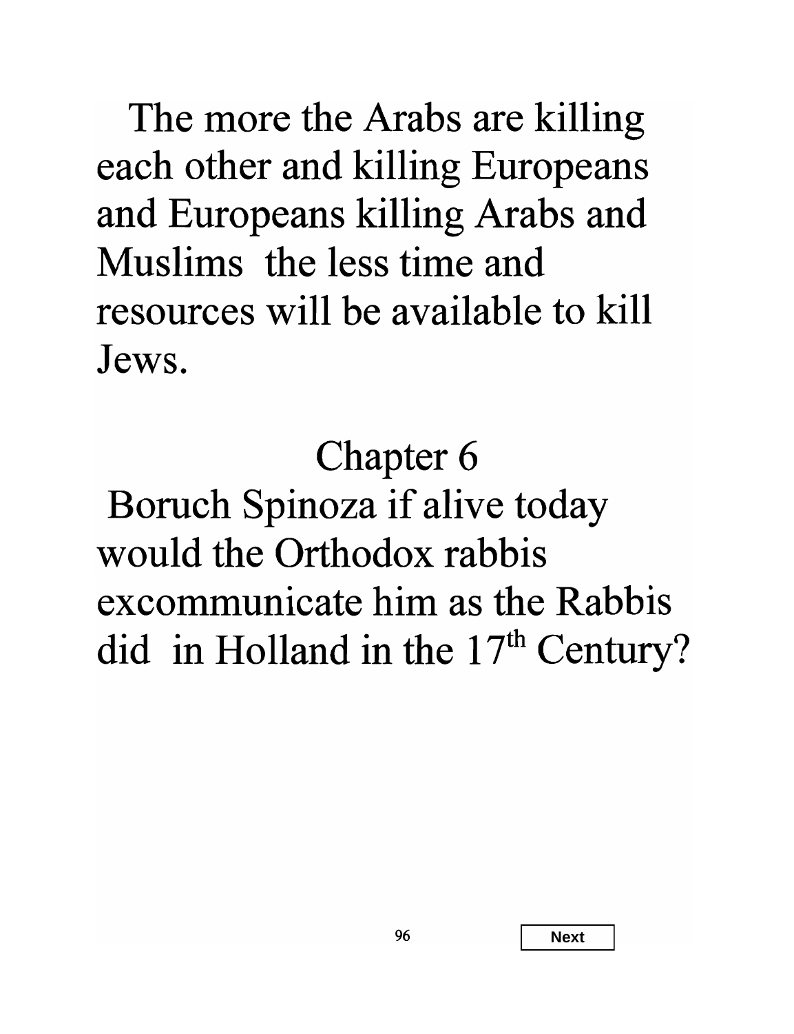The more the Arabs are killing each other and killing Europeans and Europeans killing Arabs and Muslims the less time and resources will be available to kill Jews.

## Chapter 6

## Boruch Spinoza if alive today would the Orthodox rabbis excommunicate him as the Rabbis did in Holland in the 17th Century?